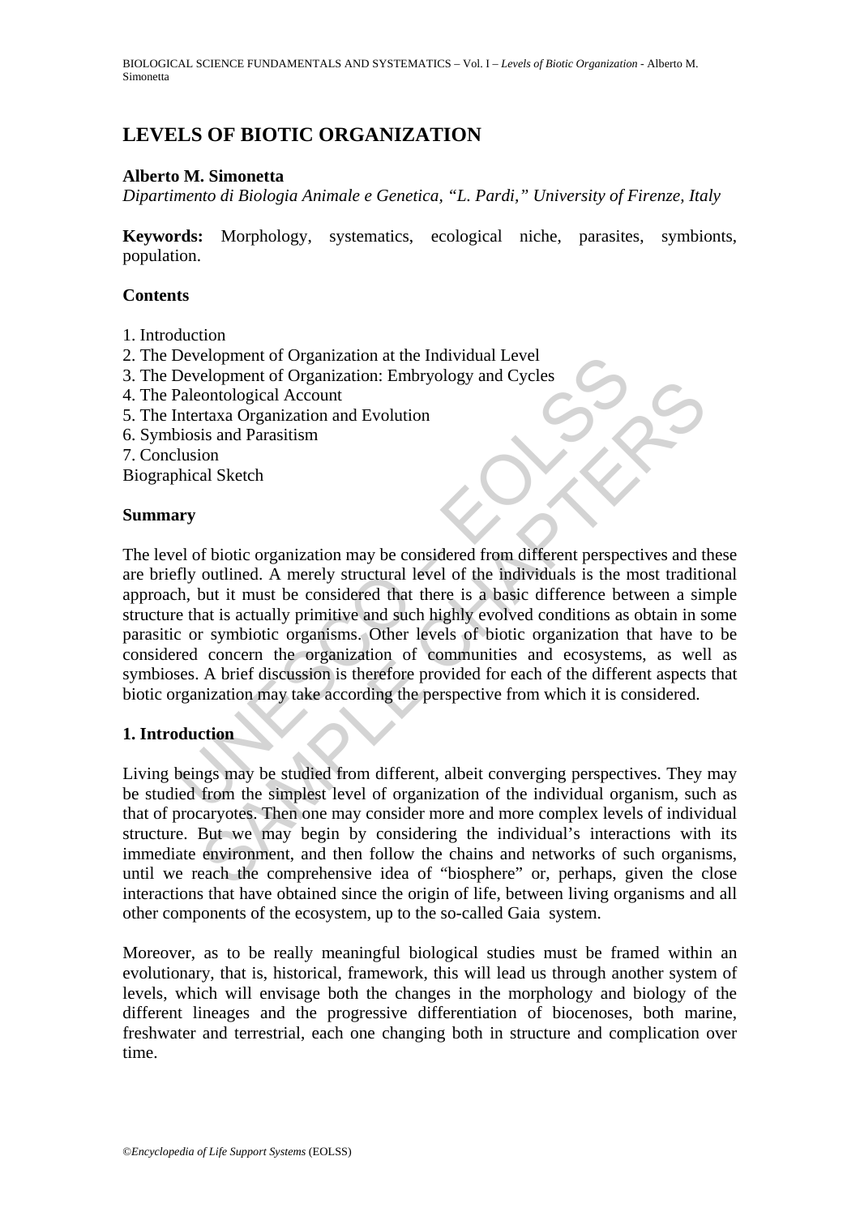# LEVELS OF BIOTIC ORGANIZATION

**Alberto M. Simonetta**

*Dipartimento di Biologia Animale e Genetica, "L. Pardi," University of Firenze, Italy*

**Keywords:** Morphology, systematics, ecological niche, parasites, symbionts, population.

## Contents

1. Introduction
2. The Development of Organization at the Individual Level
3. The Development of Organization: Embryology and Cycles
4. The Paleontological Account
5. The Intertaxa Organization and Evolution
6. Symbiosis and Parasitism
7. Conclusion

Biographical Sketch

## Summary

The level of biotic organization may be considered from different perspectives and these are briefly outlined. A merely structural level of the individuals is the most traditional approach, but it must be considered that there is a basic difference between a simple structure that is actually primitive and such highly evolved conditions as obtain in some parasitic or symbiotic organisms. Other levels of biotic organization that have to be considered concern the organization of communities and ecosystems, as well as symbioses. A brief discussion is therefore provided for each of the different aspects that biotic organization may take according the perspective from which it is considered.

## 1. Introduction

Living beings may be studied from different, albeit converging perspectives. They may be studied from the simplest level of organization of the individual organism, such as that of procaryotes. Then one may consider more and more complex levels of individual structure. But we may begin by considering the individual's interactions with its immediate environment, and then follow the chains and networks of such organisms, until we reach the comprehensive idea of "biosphere" or, perhaps, given the close interactions that have obtained since the origin of life, between living organisms and all other components of the ecosystem, up to the so-called Gaia system.

Moreover, as to be really meaningful biological studies must be framed within an evolutionary, that is, historical, framework, this will lead us through another system of levels, which will envisage both the changes in the morphology and biology of the different lineages and the progressive differentiation of biocenoses, both marine, freshwater and terrestrial, each one changing both in structure and complication over time.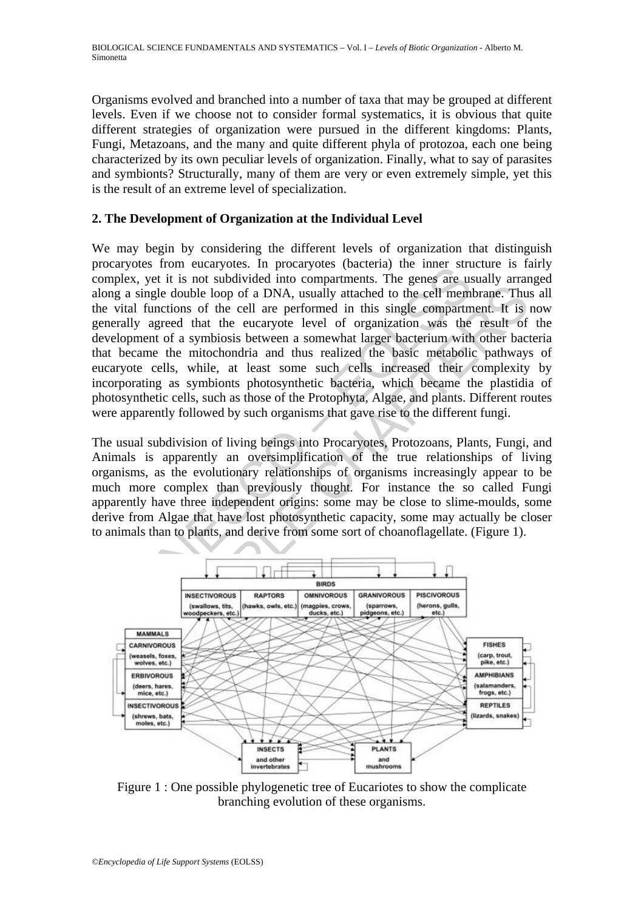Organisms evolved and branched into a number of taxa that may be grouped at different levels. Even if we choose not to consider formal systematics, it is obvious that quite different strategies of organization were pursued in the different kingdoms: Plants, Fungi, Metazoans, and the many and quite different phyla of protozoa, each one being characterized by its own peculiar levels of organization. Finally, what to say of parasites and symbionts? Structurally, many of them are very or even extremely simple, yet this is the result of an extreme level of specialization.

## 2. The Development of Organization at the Individual Level

We may begin by considering the different levels of organization that distinguish procaryotes from eucaryotes. In procaryotes (bacteria) the inner structure is fairly complex, yet it is not subdivided into compartments. The genes are usually arranged along a single double loop of a DNA, usually attached to the cell membrane. Thus all the vital functions of the cell are performed in this single compartment. It is now generally agreed that the eucaryote level of organization was the result of the development of a symbiosis between a somewhat larger bacterium with other bacteria that became the mitochondria and thus realized the basic metabolic pathways of eucaryote cells, while, at least some such cells increased their complexity by incorporating as symbionts photosynthetic bacteria, which became the plastidia of photosynthetic cells, such as those of the Protophyta, Algae, and plants. Different routes were apparently followed by such organisms that gave rise to the different fungi.

The usual subdivision of living beings into Procaryotes, Protozoans, Plants, Fungi, and Animals is apparently an oversimplification of the true relationships of living organisms, as the evolutionary relationships of organisms increasingly appear to be much more complex than previously thought. For instance the so called Fungi apparently have three independent origins: some may be close to slime-moulds, some derive from Algae that have lost photosynthetic capacity, some may actually be closer to animals than to plants, and derive from some sort of choanoflagellate. (Figure 1).

Figure 1 : One possible phylogenetic tree of Eucariotes to show the complicate branching evolution of these organisms.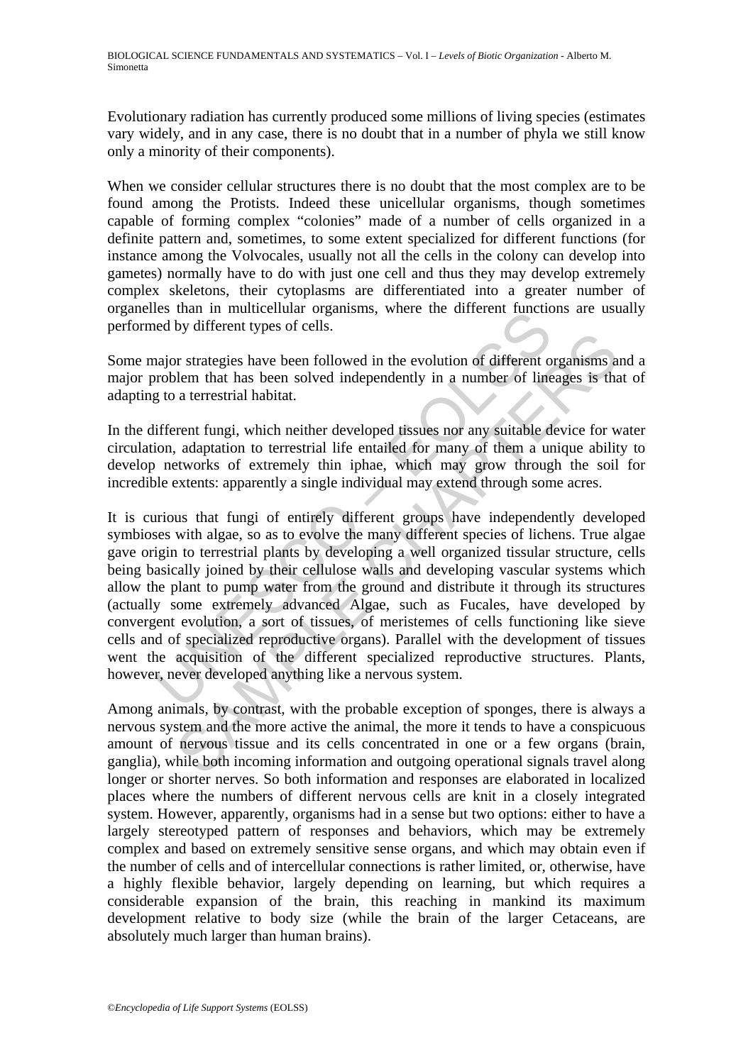Evolutionary radiation has currently produced some millions of living species (estimates vary widely, and in any case, there is no doubt that in a number of phyla we still know only a minority of their components).

When we consider cellular structures there is no doubt that the most complex are to be found among the Protists. Indeed these unicellular organisms, though sometimes capable of forming complex "colonies" made of a number of cells organized in a definite pattern and, sometimes, to some extent specialized for different functions (for instance among the Volvocales, usually not all the cells in the colony can develop into gametes) normally have to do with just one cell and thus they may develop extremely complex skeletons, their cytoplasms are differentiated into a greater number of organelles than in multicellular organisms, where the different functions are usually performed by different types of cells.

Some major strategies have been followed in the evolution of different organisms and a major problem that has been solved independently in a number of lineages is that of adapting to a terrestrial habitat.

In the different fungi, which neither developed tissues nor any suitable device for water circulation, adaptation to terrestrial life entailed for many of them a unique ability to develop networks of extremely thin iphae, which may grow through the soil for incredible extents: apparently a single individual may extend through some acres.

It is curious that fungi of entirely different groups have independently developed symbioses with algae, so as to evolve the many different species of lichens. True algae gave origin to terrestrial plants by developing a well organized tissular structure, cells being basically joined by their cellulose walls and developing vascular systems which allow the plant to pump water from the ground and distribute it through its structures (actually some extremely advanced Algae, such as Fucales, have developed by convergent evolution, a sort of tissues, of meristemes of cells functioning like sieve cells and of specialized reproductive organs). Parallel with the development of tissues went the acquisition of the different specialized reproductive structures. Plants, however, never developed anything like a nervous system.

Among animals, by contrast, with the probable exception of sponges, there is always a nervous system and the more active the animal, the more it tends to have a conspicuous amount of nervous tissue and its cells concentrated in one or a few organs (brain, ganglia), while both incoming information and outgoing operational signals travel along longer or shorter nerves. So both information and responses are elaborated in localized places where the numbers of different nervous cells are knit in a closely integrated system. However, apparently, organisms had in a sense but two options: either to have a largely stereotyped pattern of responses and behaviors, which may be extremely complex and based on extremely sensitive sense organs, and which may obtain even if the number of cells and of intercellular connections is rather limited, or, otherwise, have a highly flexible behavior, largely depending on learning, but which requires a considerable expansion of the brain, this reaching in mankind its maximum development relative to body size (while the brain of the larger Cetaceans, are absolutely much larger than human brains).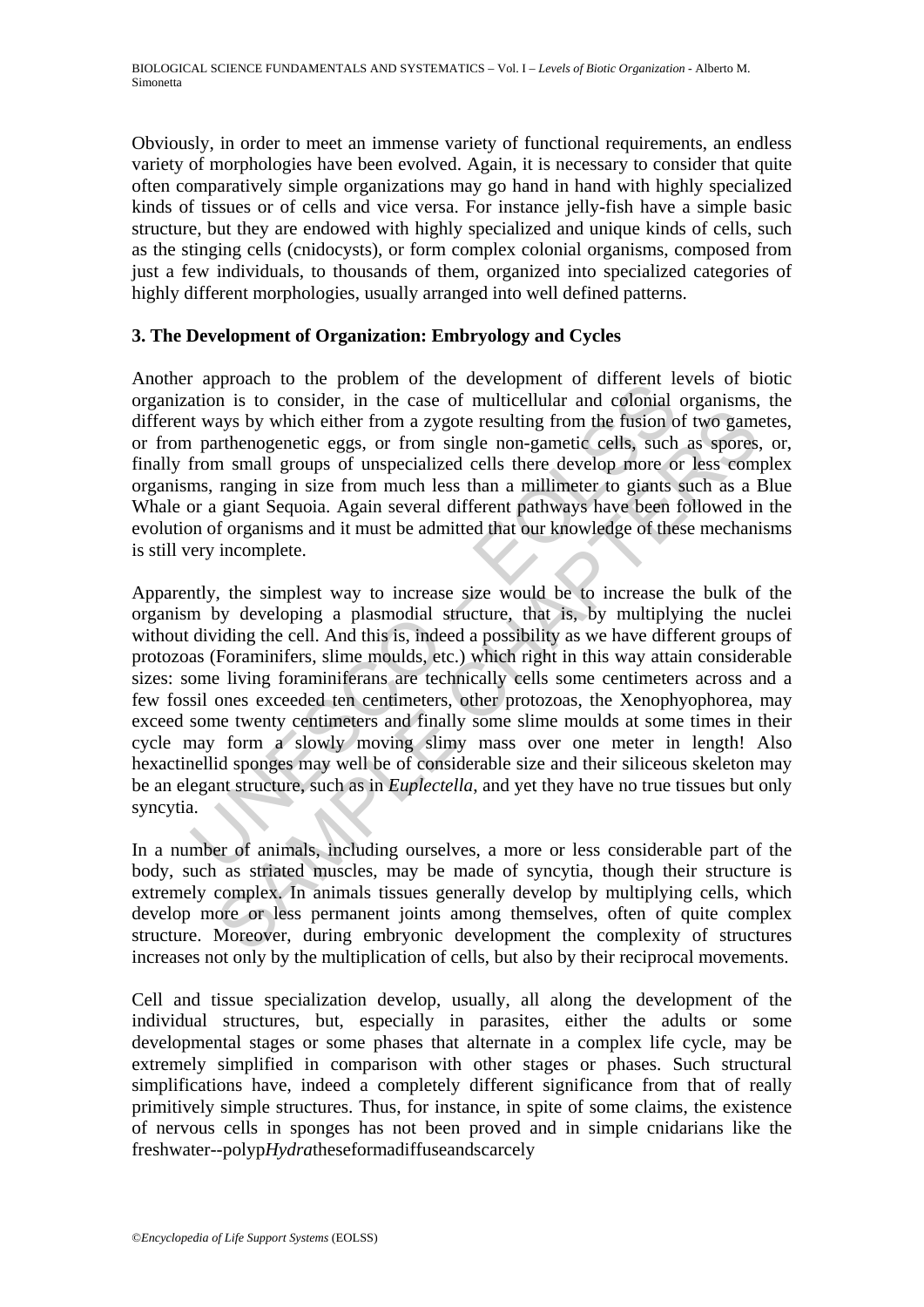Obviously, in order to meet an immense variety of functional requirements, an endless variety of morphologies have been evolved. Again, it is necessary to consider that quite often comparatively simple organizations may go hand in hand with highly specialized kinds of tissues or of cells and vice versa. For instance jelly-fish have a simple basic structure, but they are endowed with highly specialized and unique kinds of cells, such as the stinging cells (cnidocysts), or form complex colonial organisms, composed from just a few individuals, to thousands of them, organized into specialized categories of highly different morphologies, usually arranged into well defined patterns.

## 3. The Development of Organization: Embryology and Cycles

Another approach to the problem of the development of different levels of biotic organization is to consider, in the case of multicellular and colonial organisms, the different ways by which either from a zygote resulting from the fusion of two gametes, or from parthenogenetic eggs, or from single non-gametic cells, such as spores, or, finally from small groups of unspecialized cells there develop more or less complex organisms, ranging in size from much less than a millimeter to giants such as a Blue Whale or a giant Sequoia. Again several different pathways have been followed in the evolution of organisms and it must be admitted that our knowledge of these mechanisms is still very incomplete.

Apparently, the simplest way to increase size would be to increase the bulk of the organism by developing a plasmodial structure, that is, by multiplying the nuclei without dividing the cell. And this is, indeed a possibility as we have different groups of protozoas (Foraminifers, slime moulds, etc.) which right in this way attain considerable sizes: some living foraminiferans are technically cells some centimeters across and a few fossil ones exceeded ten centimeters, other protozoas, the Xenophyophorea, may exceed some twenty centimeters and finally some slime moulds at some times in their cycle may form a slowly moving slimy mass over one meter in length! Also hexactinellid sponges may well be of considerable size and their siliceous skeleton may be an elegant structure, such as in *Euplectella*, and yet they have no true tissues but only syncytia.

In a number of animals, including ourselves, a more or less considerable part of the body, such as striated muscles, may be made of syncytia, though their structure is extremely complex. In animals tissues generally develop by multiplying cells, which develop more or less permanent joints among themselves, often of quite complex structure. Moreover, during embryonic development the complexity of structures increases not only by the multiplication of cells, but also by their reciprocal movements.

Cell and tissue specialization develop, usually, all along the development of the individual structures, but, especially in parasites, either the adults or some developmental stages or some phases that alternate in a complex life cycle, may be extremely simplified in comparison with other stages or phases. Such structural simplifications have, indeed a completely different significance from that of really primitively simple structures. Thus, for instance, in spite of some claims, the existence of nervous cells in sponges has not been proved and in simple cnidarians like the freshwater--polyp*Hydra*theseformadiffuseandscarcely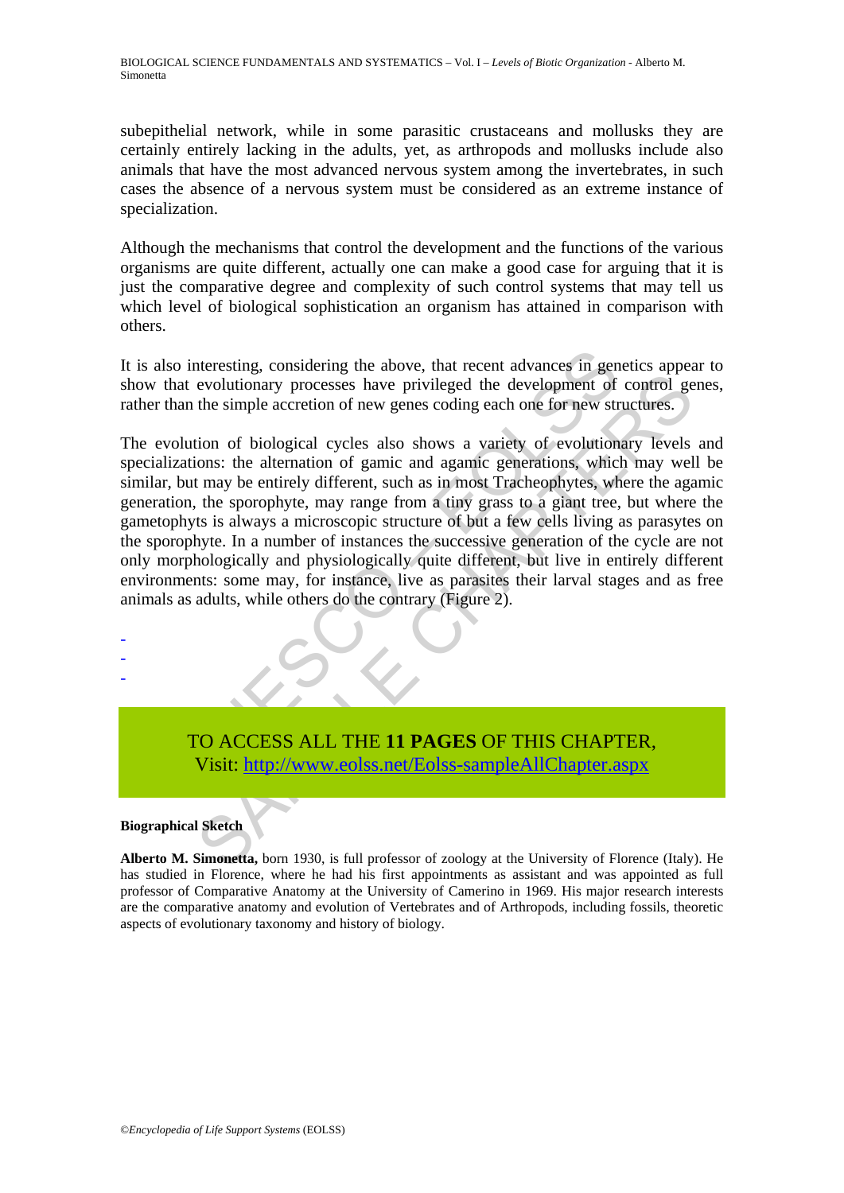subepithelial network, while in some parasitic crustaceans and mollusks they are certainly entirely lacking in the adults, yet, as arthropods and mollusks include also animals that have the most advanced nervous system among the invertebrates, in such cases the absence of a nervous system must be considered as an extreme instance of specialization.

Although the mechanisms that control the development and the functions of the various organisms are quite different, actually one can make a good case for arguing that it is just the comparative degree and complexity of such control systems that may tell us which level of biological sophistication an organism has attained in comparison with others.

It is also interesting, considering the above, that recent advances in genetics appear to show that evolutionary processes have privileged the development of control genes, rather than the simple accretion of new genes coding each one for new structures.

The evolution of biological cycles also shows a variety of evolutionary levels and specializations: the alternation of gamic and agamic generations, which may well be similar, but may be entirely different, such as in most Tracheophytes, where the agamic generation, the sporophyte, may range from a tiny grass to a giant tree, but where the gametophyts is always a microscopic structure of but a few cells living as parasytes on the sporophyte. In a number of instances the successive generation of the cycle are not only morphologically and physiologically quite different, but live in entirely different environments: some may, for instance, live as parasites their larval stages and as free animals as adults, while others do the contrary (Figure 2).

-
-
-

TO ACCESS ALL THE **11 PAGES** OF THIS CHAPTER,
Visit: http://www.eolss.net/Eolss-sampleAllChapter.aspx

**Biographical Sketch**

**Alberto M. Simonetta,** born 1930, is full professor of zoology at the University of Florence (Italy). He has studied in Florence, where he had his first appointments as assistant and was appointed as full professor of Comparative Anatomy at the University of Camerino in 1969. His major research interests are the comparative anatomy and evolution of Vertebrates and of Arthropods, including fossils, theoretic aspects of evolutionary taxonomy and history of biology.